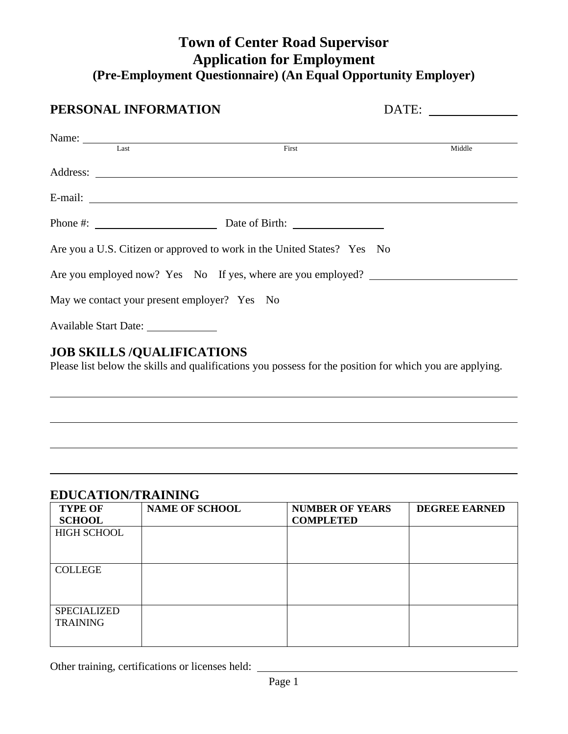# Town of Center Road Supervisor
# Application for Employment
### (Pre-Employment Questionnaire) (An Equal Opportunity Employer)

## PERSONAL INFORMATION

DATE: ______________

Name: ____________________________________________________________
Last First Middle

Address: __________________________________________________________

E-mail: ___________________________________________________________

Phone #: ____________________ Date of Birth: ______________

Are you a U.S. Citizen or approved to work in the United States? Yes No

Are you employed now? Yes No If yes, where are you employed? ______________________

May we contact your present employer? Yes No

Available Start Date: ___________

## JOB SKILLS /QUALIFICATIONS

Please list below the skills and qualifications you possess for the position for which you are applying.

___________________________________________________________________

___________________________________________________________________

___________________________________________________________________

___________________________________________________________________

## EDUCATION/TRAINING

| TYPE OF SCHOOL | NAME OF SCHOOL | NUMBER OF YEARS COMPLETED | DEGREE EARNED |
|---|---|---|---|
| HIGH SCHOOL | | | |
| COLLEGE | | | |
| SPECIALIZED TRAINING | | | |

Other training, certifications or licenses held: ________________________________________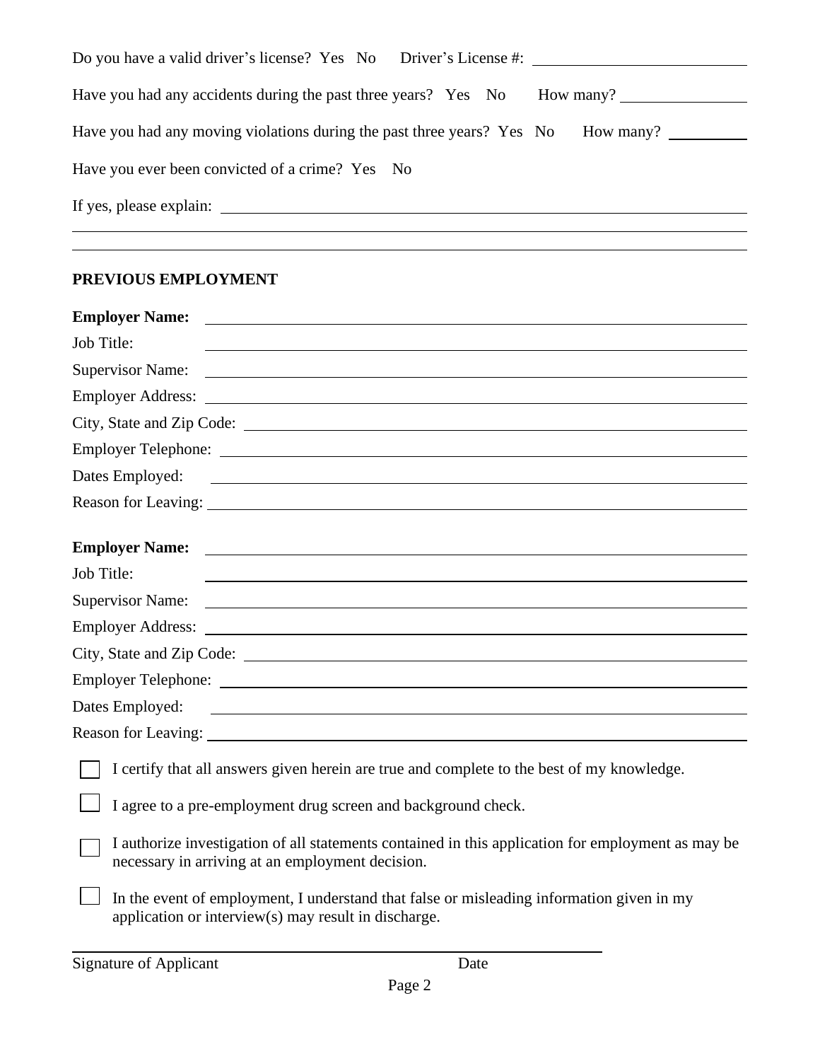Do you have a valid driver's license? Yes No Driver's License #: ______________________

Have you had any accidents during the past three years? Yes No How many? ______________

Have you had any moving violations during the past three years? Yes No How many? ________

Have you ever been convicted of a crime? Yes No

If yes, please explain: ____________________________________________________________

_______________________________________________________________________________

_______________________________________________________________________________

## PREVIOUS EMPLOYMENT

**Employer Name:** ______________________________________________________________

Job Title: ______________________________________________________________________

Supervisor Name: ________________________________________________________________

Employer Address: _______________________________________________________________

City, State and Zip Code: _________________________________________________________

Employer Telephone: _____________________________________________________________

Dates Employed: ________________________________________________________________

Reason for Leaving: ______________________________________________________________

**Employer Name:** ______________________________________________________________

Job Title: ______________________________________________________________________

Supervisor Name: ________________________________________________________________

Employer Address: _______________________________________________________________

City, State and Zip Code: _________________________________________________________

Employer Telephone: _____________________________________________________________

Dates Employed: ________________________________________________________________

Reason for Leaving: ______________________________________________________________

- ☐ I certify that all answers given herein are true and complete to the best of my knowledge.
- ☐ I agree to a pre-employment drug screen and background check.
- ☐ I authorize investigation of all statements contained in this application for employment as may be necessary in arriving at an employment decision.
- ☐ In the event of employment, I understand that false or misleading information given in my application or interview(s) may result in discharge.

_______________________________________________________________

Signature of Applicant Date